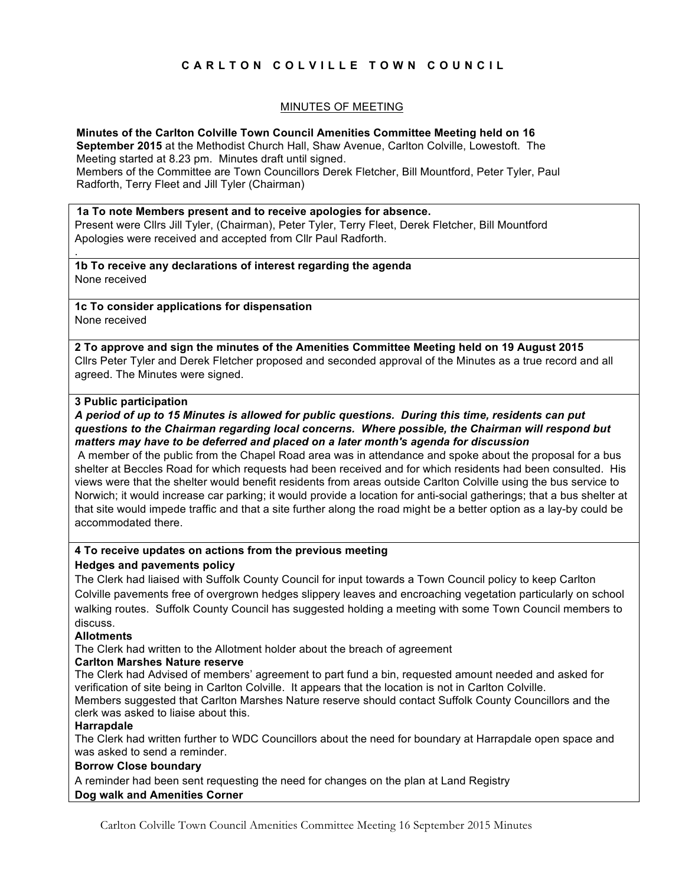# CARLTON COLVILLE TOWN COUNCIL

## MINUTES OF MEETING

**Minutes of the Carlton Colville Town Council Amenities Committee Meeting held on 16 September 2015** at the Methodist Church Hall, Shaw Avenue, Carlton Colville, Lowestoft. The Meeting started at 8.23 pm. Minutes draft until signed.
Members of the Committee are Town Councillors Derek Fletcher, Bill Mountford, Peter Tyler, Paul Radforth, Terry Fleet and Jill Tyler (Chairman)

**1a To note Members present and to receive apologies for absence.**
Present were Cllrs Jill Tyler, (Chairman), Peter Tyler, Terry Fleet, Derek Fletcher, Bill Mountford
Apologies were received and accepted from Cllr Paul Radforth.

**1b To receive any declarations of interest regarding the agenda**
None received

**1c To consider applications for dispensation**
None received

**2 To approve and sign the minutes of the Amenities Committee Meeting held on 19 August 2015**
Cllrs Peter Tyler and Derek Fletcher proposed and seconded approval of the Minutes as a true record and all agreed. The Minutes were signed.

**3 Public participation**
***A period of up to 15 Minutes is allowed for public questions. During this time, residents can put questions to the Chairman regarding local concerns. Where possible, the Chairman will respond but matters may have to be deferred and placed on a later month's agenda for discussion***
A member of the public from the Chapel Road area was in attendance and spoke about the proposal for a bus shelter at Beccles Road for which requests had been received and for which residents had been consulted. His views were that the shelter would benefit residents from areas outside Carlton Colville using the bus service to Norwich; it would increase car parking; it would provide a location for anti-social gatherings; that a bus shelter at that site would impede traffic and that a site further along the road might be a better option as a lay-by could be accommodated there.

**4 To receive updates on actions from the previous meeting**

**Hedges and pavements policy**
The Clerk had liaised with Suffolk County Council for input towards a Town Council policy to keep Carlton Colville pavements free of overgrown hedges slippery leaves and encroaching vegetation particularly on school walking routes. Suffolk County Council has suggested holding a meeting with some Town Council members to discuss.

**Allotments**
The Clerk had written to the Allotment holder about the breach of agreement

**Carlton Marshes Nature reserve**
The Clerk had Advised of members' agreement to part fund a bin, requested amount needed and asked for verification of site being in Carlton Colville. It appears that the location is not in Carlton Colville.
Members suggested that Carlton Marshes Nature reserve should contact Suffolk County Councillors and the clerk was asked to liaise about this.

**Harrapdale**
The Clerk had written further to WDC Councillors about the need for boundary at Harrapdale open space and was asked to send a reminder.

**Borrow Close boundary**
A reminder had been sent requesting the need for changes on the plan at Land Registry

**Dog walk and Amenities Corner**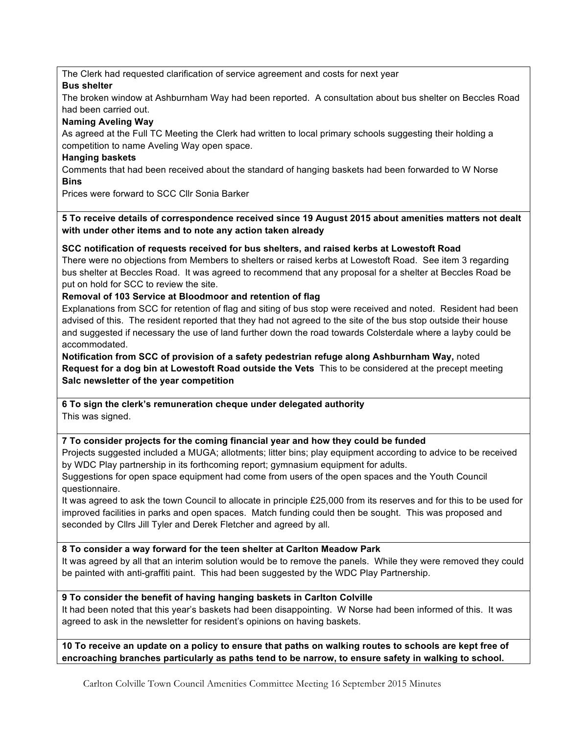The Clerk had requested clarification of service agreement and costs for next year

**Bus shelter**

The broken window at Ashburnham Way had been reported. A consultation about bus shelter on Beccles Road had been carried out.

**Naming Aveling Way**

As agreed at the Full TC Meeting the Clerk had written to local primary schools suggesting their holding a competition to name Aveling Way open space.

**Hanging baskets**

Comments that had been received about the standard of hanging baskets had been forwarded to W Norse

**Bins**

Prices were forward to SCC Cllr Sonia Barker

**5 To receive details of correspondence received since 19 August 2015 about amenities matters not dealt with under other items and to note any action taken already**

**SCC notification of requests received for bus shelters, and raised kerbs at Lowestoft Road**

There were no objections from Members to shelters or raised kerbs at Lowestoft Road. See item 3 regarding bus shelter at Beccles Road. It was agreed to recommend that any proposal for a shelter at Beccles Road be put on hold for SCC to review the site.

**Removal of 103 Service at Bloodmoor and retention of flag**

Explanations from SCC for retention of flag and siting of bus stop were received and noted. Resident had been advised of this. The resident reported that they had not agreed to the site of the bus stop outside their house and suggested if necessary the use of land further down the road towards Colsterdale where a layby could be accommodated.

**Notification from SCC of provision of a safety pedestrian refuge along Ashburnham Way,** noted

**Request for a dog bin at Lowestoft Road outside the Vets** This to be considered at the precept meeting

**Salc newsletter of the year competition**

**6 To sign the clerk's remuneration cheque under delegated authority**

This was signed.

**7 To consider projects for the coming financial year and how they could be funded**

Projects suggested included a MUGA; allotments; litter bins; play equipment according to advice to be received by WDC Play partnership in its forthcoming report; gymnasium equipment for adults.

Suggestions for open space equipment had come from users of the open spaces and the Youth Council questionnaire.

It was agreed to ask the town Council to allocate in principle £25,000 from its reserves and for this to be used for improved facilities in parks and open spaces. Match funding could then be sought. This was proposed and seconded by Cllrs Jill Tyler and Derek Fletcher and agreed by all.

**8 To consider a way forward for the teen shelter at Carlton Meadow Park**

It was agreed by all that an interim solution would be to remove the panels. While they were removed they could be painted with anti-graffiti paint. This had been suggested by the WDC Play Partnership.

**9 To consider the benefit of having hanging baskets in Carlton Colville**

It had been noted that this year's baskets had been disappointing. W Norse had been informed of this. It was agreed to ask in the newsletter for resident's opinions on having baskets.

**10 To receive an update on a policy to ensure that paths on walking routes to schools are kept free of encroaching branches particularly as paths tend to be narrow, to ensure safety in walking to school.**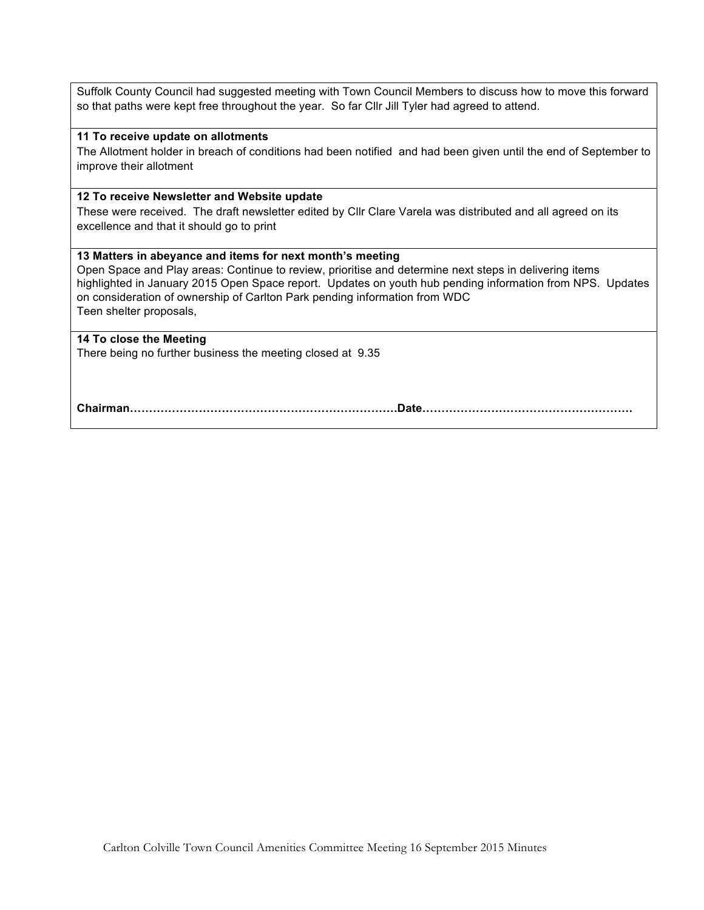Suffolk County Council had suggested meeting with Town Council Members to discuss how to move this forward so that paths were kept free throughout the year. So far Cllr Jill Tyler had agreed to attend.

**11 To receive update on allotments**

The Allotment holder in breach of conditions had been notified and had been given until the end of September to improve their allotment

**12 To receive Newsletter and Website update**

These were received. The draft newsletter edited by Cllr Clare Varela was distributed and all agreed on its excellence and that it should go to print

**13 Matters in abeyance and items for next month's meeting**

Open Space and Play areas: Continue to review, prioritise and determine next steps in delivering items highlighted in January 2015 Open Space report. Updates on youth hub pending information from NPS. Updates on consideration of ownership of Carlton Park pending information from WDC

Teen shelter proposals,

**14 To close the Meeting**

There being no further business the meeting closed at 9.35

**Chairman……………………………………………………………Date………………………………………………**